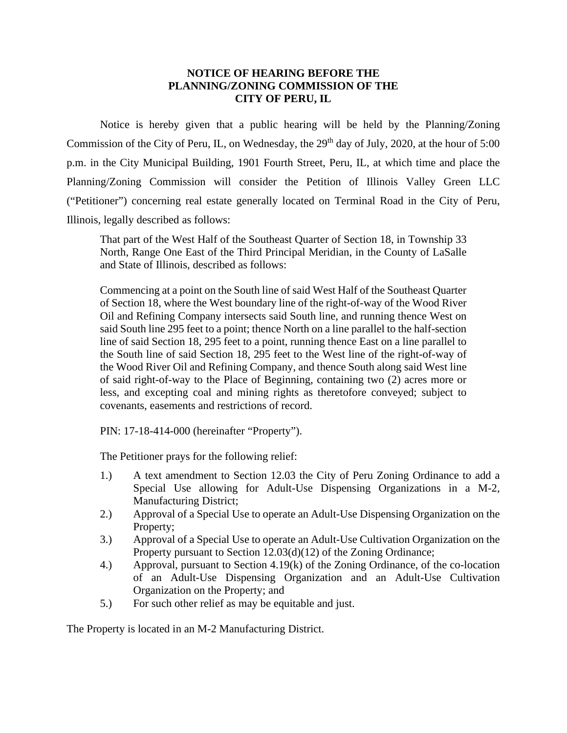# NOTICE OF HEARING BEFORE THE PLANNING/ZONING COMMISSION OF THE CITY OF PERU, IL

Notice is hereby given that a public hearing will be held by the Planning/Zoning Commission of the City of Peru, IL, on Wednesday, the 29th day of July, 2020, at the hour of 5:00 p.m. in the City Municipal Building, 1901 Fourth Street, Peru, IL, at which time and place the Planning/Zoning Commission will consider the Petition of Illinois Valley Green LLC ("Petitioner") concerning real estate generally located on Terminal Road in the City of Peru, Illinois, legally described as follows:

> That part of the West Half of the Southeast Quarter of Section 18, in Township 33 North, Range One East of the Third Principal Meridian, in the County of LaSalle and State of Illinois, described as follows:
>
> Commencing at a point on the South line of said West Half of the Southeast Quarter of Section 18, where the West boundary line of the right-of-way of the Wood River Oil and Refining Company intersects said South line, and running thence West on said South line 295 feet to a point; thence North on a line parallel to the half-section line of said Section 18, 295 feet to a point, running thence East on a line parallel to the South line of said Section 18, 295 feet to the West line of the right-of-way of the Wood River Oil and Refining Company, and thence South along said West line of said right-of-way to the Place of Beginning, containing two (2) acres more or less, and excepting coal and mining rights as theretofore conveyed; subject to covenants, easements and restrictions of record.
>
> PIN: 17-18-414-000 (hereinafter "Property").

The Petitioner prays for the following relief:

1.) A text amendment to Section 12.03 the City of Peru Zoning Ordinance to add a Special Use allowing for Adult-Use Dispensing Organizations in a M-2, Manufacturing District;
2.) Approval of a Special Use to operate an Adult-Use Dispensing Organization on the Property;
3.) Approval of a Special Use to operate an Adult-Use Cultivation Organization on the Property pursuant to Section 12.03(d)(12) of the Zoning Ordinance;
4.) Approval, pursuant to Section 4.19(k) of the Zoning Ordinance, of the co-location of an Adult-Use Dispensing Organization and an Adult-Use Cultivation Organization on the Property; and
5.) For such other relief as may be equitable and just.

The Property is located in an M-2 Manufacturing District.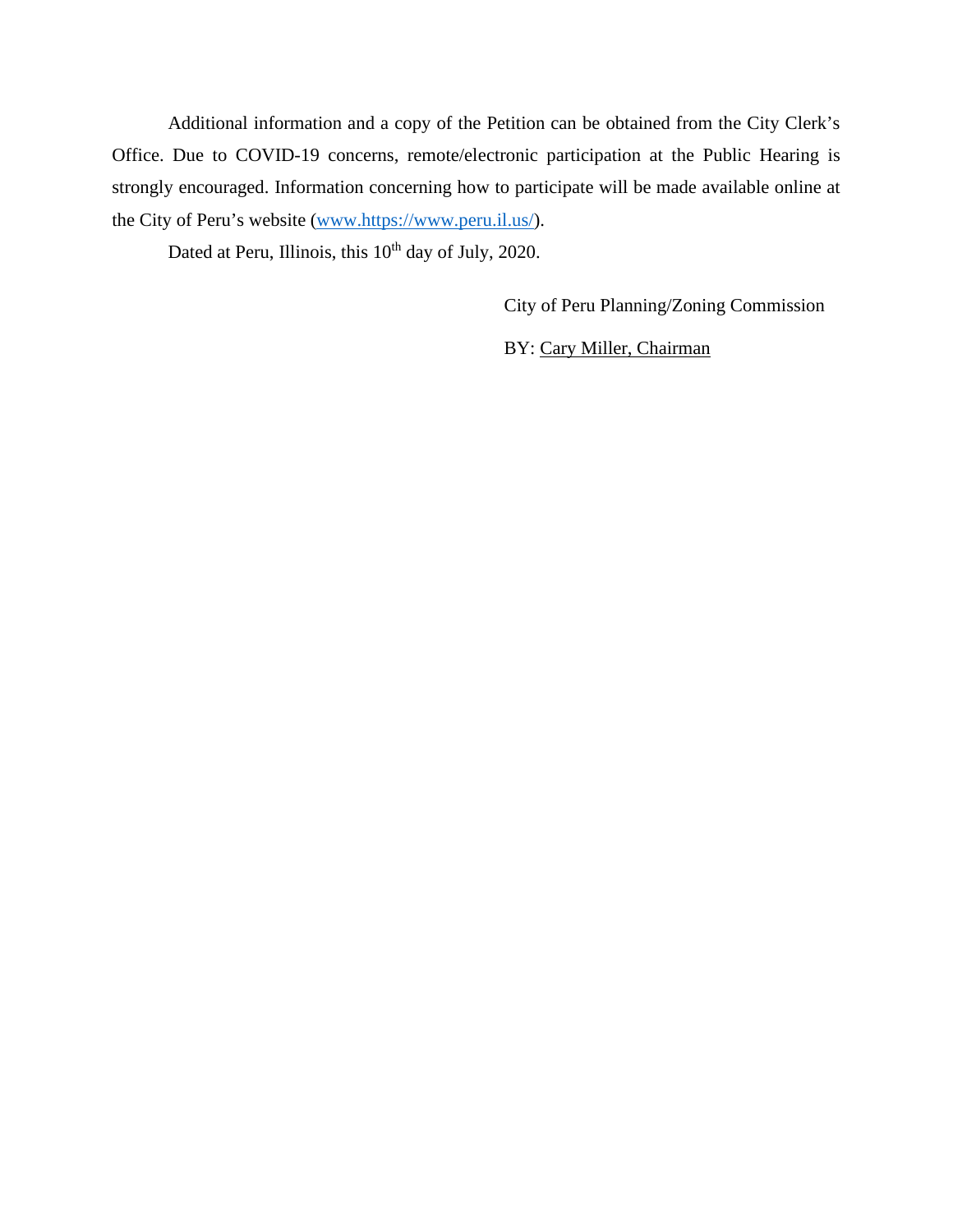Additional information and a copy of the Petition can be obtained from the City Clerk's Office. Due to COVID-19 concerns, remote/electronic participation at the Public Hearing is strongly encouraged. Information concerning how to participate will be made available online at the City of Peru's website (www.https://www.peru.il.us/).

Dated at Peru, Illinois, this 10th day of July, 2020.

City of Peru Planning/Zoning Commission

BY: Cary Miller, Chairman